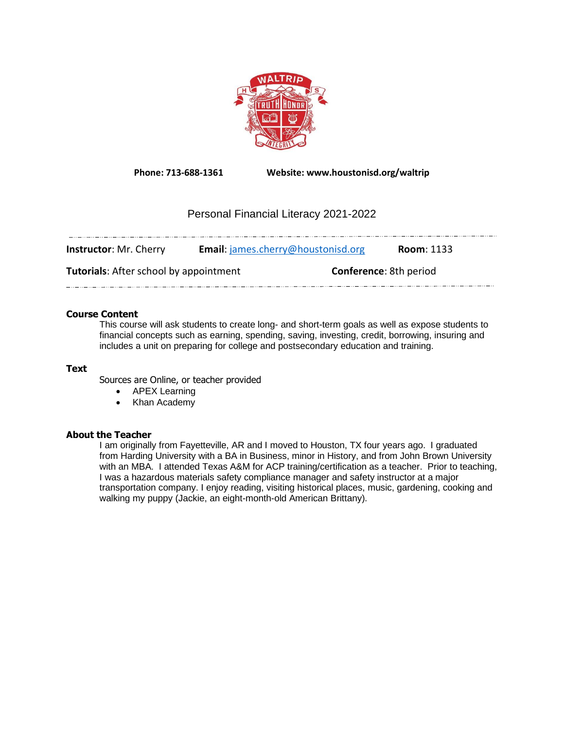**Phone: 713-688-1361** **Website: www.houstonisd.org/waltrip**

# Personal Financial Literacy 2021-2022

**Instructor**: Mr. Cherry **Email**: james.cherry@houstonisd.org **Room**: 1133

**Tutorials**: After school by appointment **Conference**: 8th period

## Course Content

This course will ask students to create long- and short-term goals as well as expose students to financial concepts such as earning, spending, saving, investing, credit, borrowing, insuring and includes a unit on preparing for college and postsecondary education and training.

## Text

Sources are Online, or teacher provided

- APEX Learning
- Khan Academy

## About the Teacher

I am originally from Fayetteville, AR and I moved to Houston, TX four years ago. I graduated from Harding University with a BA in Business, minor in History, and from John Brown University with an MBA. I attended Texas A&M for ACP training/certification as a teacher. Prior to teaching, I was a hazardous materials safety compliance manager and safety instructor at a major transportation company. I enjoy reading, visiting historical places, music, gardening, cooking and walking my puppy (Jackie, an eight-month-old American Brittany).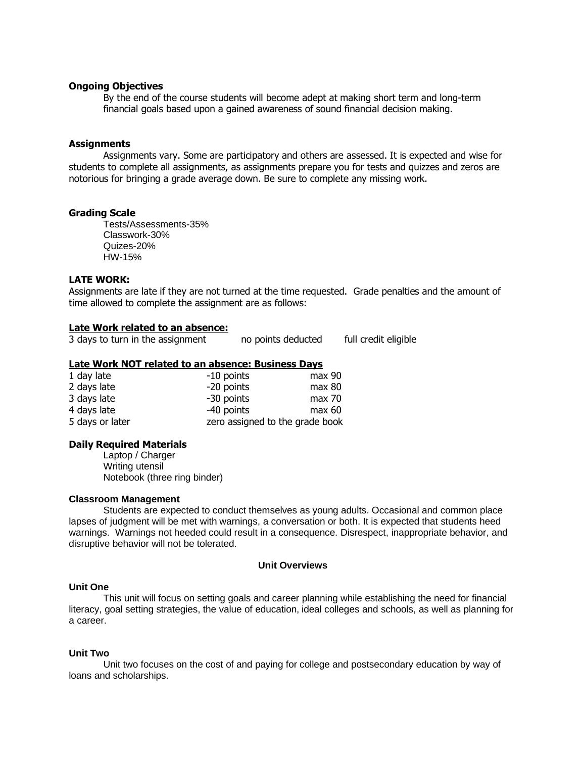### Ongoing Objectives

By the end of the course students will become adept at making short term and long-term financial goals based upon a gained awareness of sound financial decision making.

### Assignments

Assignments vary. Some are participatory and others are assessed. It is expected and wise for students to complete all assignments, as assignments prepare you for tests and quizzes and zeros are notorious for bringing a grade average down. Be sure to complete any missing work.

### Grading Scale

Tests/Assessments-35%
Classwork-30%
Quizes-20%
HW-15%

### LATE WORK:

Assignments are late if they are not turned at the time requested. Grade penalties and the amount of time allowed to complete the assignment are as follows:

**Late Work related to an absence:**

| | | |
|---|---|---|
| 3 days to turn in the assignment | no points deducted | full credit eligible |

**Late Work NOT related to an absence: Business Days**

| | | |
|---|---|---|
| 1 day late | -10 points | max 90 |
| 2 days late | -20 points | max 80 |
| 3 days late | -30 points | max 70 |
| 4 days late | -40 points | max 60 |
| 5 days or later | zero assigned to the grade book | |

### Daily Required Materials

Laptop / Charger
Writing utensil
Notebook (three ring binder)

### Classroom Management

Students are expected to conduct themselves as young adults. Occasional and common place lapses of judgment will be met with warnings, a conversation or both. It is expected that students heed warnings. Warnings not heeded could result in a consequence. Disrespect, inappropriate behavior, and disruptive behavior will not be tolerated.

## Unit Overviews

### Unit One

This unit will focus on setting goals and career planning while establishing the need for financial literacy, goal setting strategies, the value of education, ideal colleges and schools, as well as planning for a career.

### Unit Two

Unit two focuses on the cost of and paying for college and postsecondary education by way of loans and scholarships.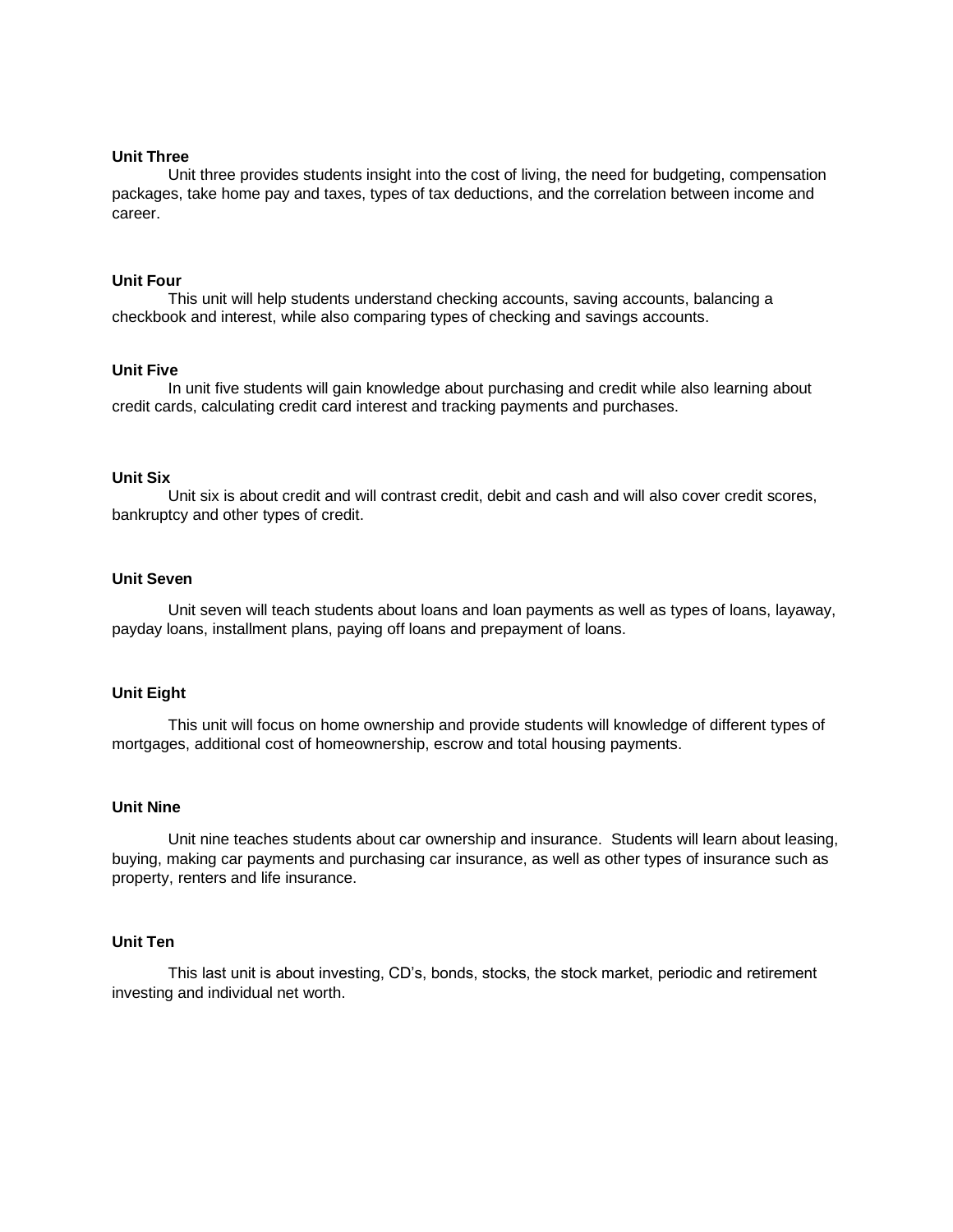**Unit Three**

Unit three provides students insight into the cost of living, the need for budgeting, compensation packages, take home pay and taxes, types of tax deductions, and the correlation between income and career.

**Unit Four**

This unit will help students understand checking accounts, saving accounts, balancing a checkbook and interest, while also comparing types of checking and savings accounts.

**Unit Five**

In unit five students will gain knowledge about purchasing and credit while also learning about credit cards, calculating credit card interest and tracking payments and purchases.

**Unit Six**

Unit six is about credit and will contrast credit, debit and cash and will also cover credit scores, bankruptcy and other types of credit.

**Unit Seven**

Unit seven will teach students about loans and loan payments as well as types of loans, layaway, payday loans, installment plans, paying off loans and prepayment of loans.

**Unit Eight**

This unit will focus on home ownership and provide students will knowledge of different types of mortgages, additional cost of homeownership, escrow and total housing payments.

**Unit Nine**

Unit nine teaches students about car ownership and insurance. Students will learn about leasing, buying, making car payments and purchasing car insurance, as well as other types of insurance such as property, renters and life insurance.

**Unit Ten**

This last unit is about investing, CD's, bonds, stocks, the stock market, periodic and retirement investing and individual net worth.